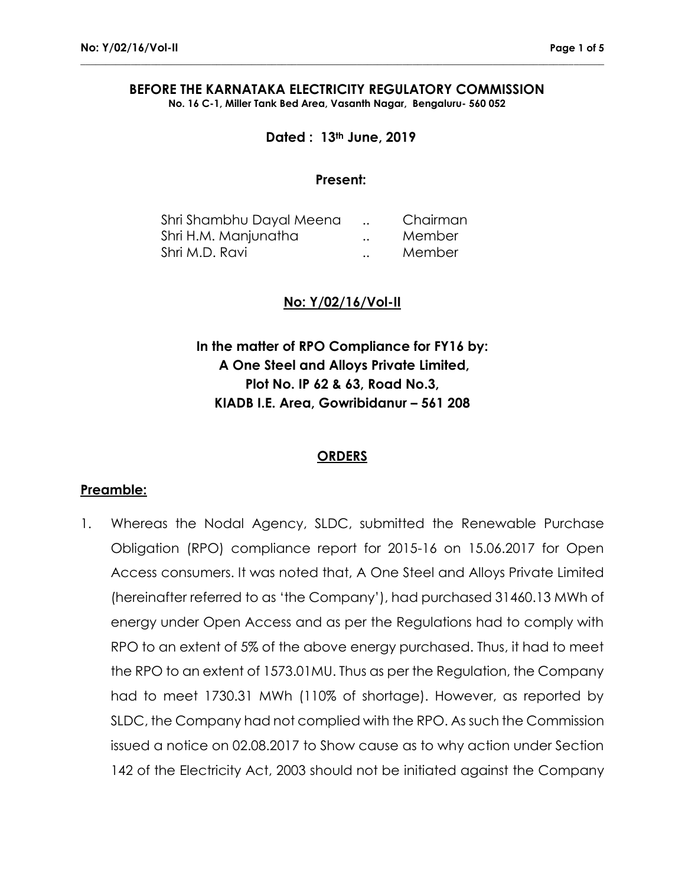**BEFORE THE KARNATAKA ELECTRICITY REGULATORY COMMISSION**
**No. 16 C-1, Miller Tank Bed Area, Vasanth Nagar, Bengaluru- 560 052**

**Dated : 13th June, 2019**

**Present:**

| | | |
|---|---|---|
| Shri Shambhu Dayal Meena | .. | Chairman |
| Shri H.M. Manjunatha | .. | Member |
| Shri M.D. Ravi | .. | Member |

**No: Y/02/16/Vol-II**

**In the matter of RPO Compliance for FY16 by:**
**A One Steel and Alloys Private Limited,**
**Plot No. IP 62 & 63, Road No.3,**
**KIADB I.E. Area, Gowribidanur – 561 208**

**ORDERS**

## Preamble:

1. Whereas the Nodal Agency, SLDC, submitted the Renewable Purchase Obligation (RPO) compliance report for 2015-16 on 15.06.2017 for Open Access consumers. It was noted that, A One Steel and Alloys Private Limited (hereinafter referred to as 'the Company'), had purchased 31460.13 MWh of energy under Open Access and as per the Regulations had to comply with RPO to an extent of 5% of the above energy purchased. Thus, it had to meet the RPO to an extent of 1573.01MU. Thus as per the Regulation, the Company had to meet 1730.31 MWh (110% of shortage). However, as reported by SLDC, the Company had not complied with the RPO. As such the Commission issued a notice on 02.08.2017 to Show cause as to why action under Section 142 of the Electricity Act, 2003 should not be initiated against the Company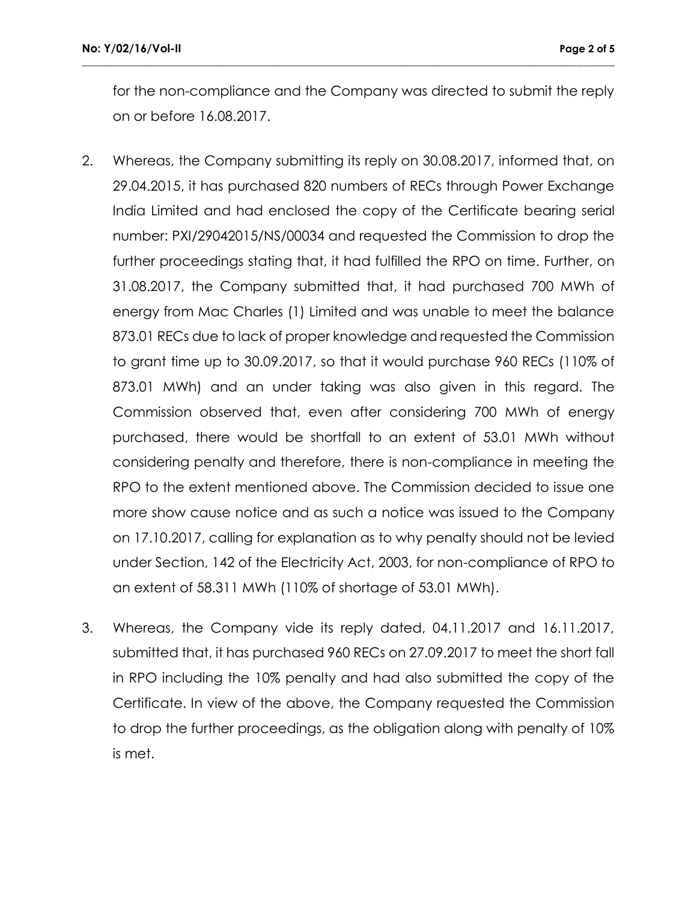for the non-compliance and the Company was directed to submit the reply on or before 16.08.2017.

2. Whereas, the Company submitting its reply on 30.08.2017, informed that, on 29.04.2015, it has purchased 820 numbers of RECs through Power Exchange India Limited and had enclosed the copy of the Certificate bearing serial number: PXI/29042015/NS/00034 and requested the Commission to drop the further proceedings stating that, it had fulfilled the RPO on time. Further, on 31.08.2017, the Company submitted that, it had purchased 700 MWh of energy from Mac Charles (1) Limited and was unable to meet the balance 873.01 RECs due to lack of proper knowledge and requested the Commission to grant time up to 30.09.2017, so that it would purchase 960 RECs (110% of 873.01 MWh) and an under taking was also given in this regard. The Commission observed that, even after considering 700 MWh of energy purchased, there would be shortfall to an extent of 53.01 MWh without considering penalty and therefore, there is non-compliance in meeting the RPO to the extent mentioned above. The Commission decided to issue one more show cause notice and as such a notice was issued to the Company on 17.10.2017, calling for explanation as to why penalty should not be levied under Section, 142 of the Electricity Act, 2003, for non-compliance of RPO to an extent of 58.311 MWh (110% of shortage of 53.01 MWh).

3. Whereas, the Company vide its reply dated, 04.11.2017 and 16.11.2017, submitted that, it has purchased 960 RECs on 27.09.2017 to meet the short fall in RPO including the 10% penalty and had also submitted the copy of the Certificate. In view of the above, the Company requested the Commission to drop the further proceedings, as the obligation along with penalty of 10% is met.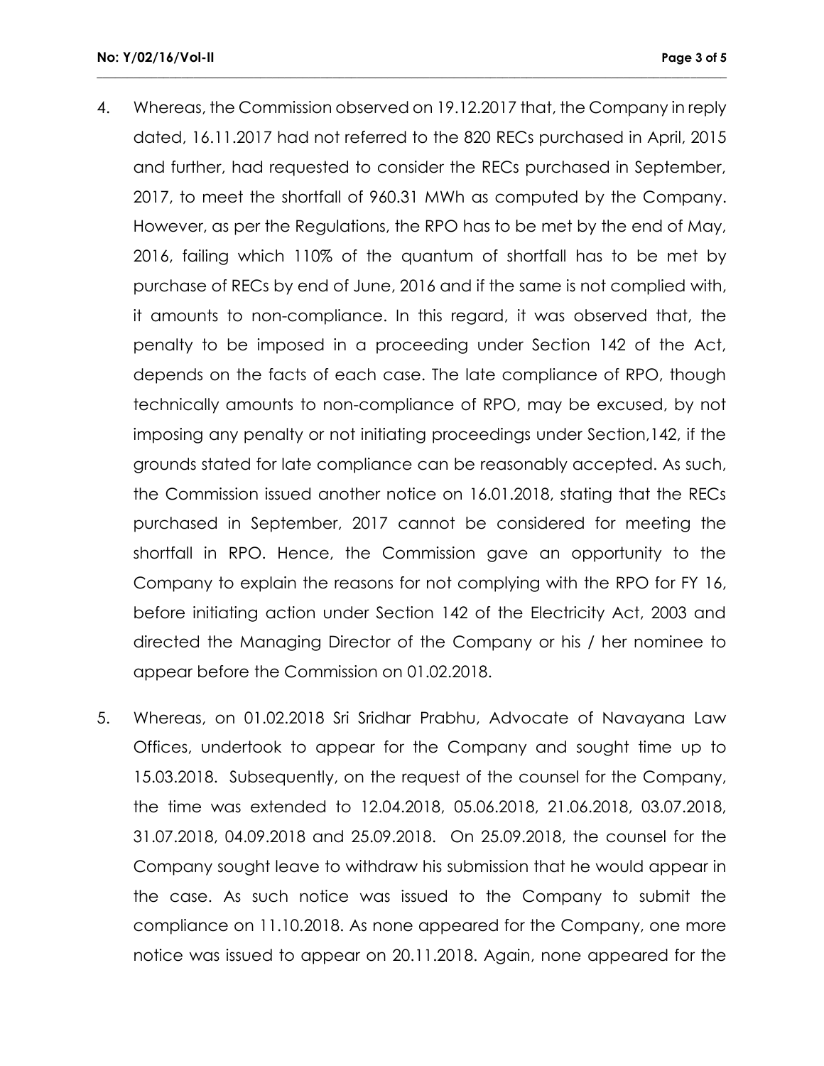4. Whereas, the Commission observed on 19.12.2017 that, the Company in reply dated, 16.11.2017 had not referred to the 820 RECs purchased in April, 2015 and further, had requested to consider the RECs purchased in September, 2017, to meet the shortfall of 960.31 MWh as computed by the Company. However, as per the Regulations, the RPO has to be met by the end of May, 2016, failing which 110% of the quantum of shortfall has to be met by purchase of RECs by end of June, 2016 and if the same is not complied with, it amounts to non-compliance. In this regard, it was observed that, the penalty to be imposed in a proceeding under Section 142 of the Act, depends on the facts of each case. The late compliance of RPO, though technically amounts to non-compliance of RPO, may be excused, by not imposing any penalty or not initiating proceedings under Section,142, if the grounds stated for late compliance can be reasonably accepted. As such, the Commission issued another notice on 16.01.2018, stating that the RECs purchased in September, 2017 cannot be considered for meeting the shortfall in RPO. Hence, the Commission gave an opportunity to the Company to explain the reasons for not complying with the RPO for FY 16, before initiating action under Section 142 of the Electricity Act, 2003 and directed the Managing Director of the Company or his / her nominee to appear before the Commission on 01.02.2018.

5. Whereas, on 01.02.2018 Sri Sridhar Prabhu, Advocate of Navayana Law Offices, undertook to appear for the Company and sought time up to 15.03.2018. Subsequently, on the request of the counsel for the Company, the time was extended to 12.04.2018, 05.06.2018, 21.06.2018, 03.07.2018, 31.07.2018, 04.09.2018 and 25.09.2018. On 25.09.2018, the counsel for the Company sought leave to withdraw his submission that he would appear in the case. As such notice was issued to the Company to submit the compliance on 11.10.2018. As none appeared for the Company, one more notice was issued to appear on 20.11.2018. Again, none appeared for the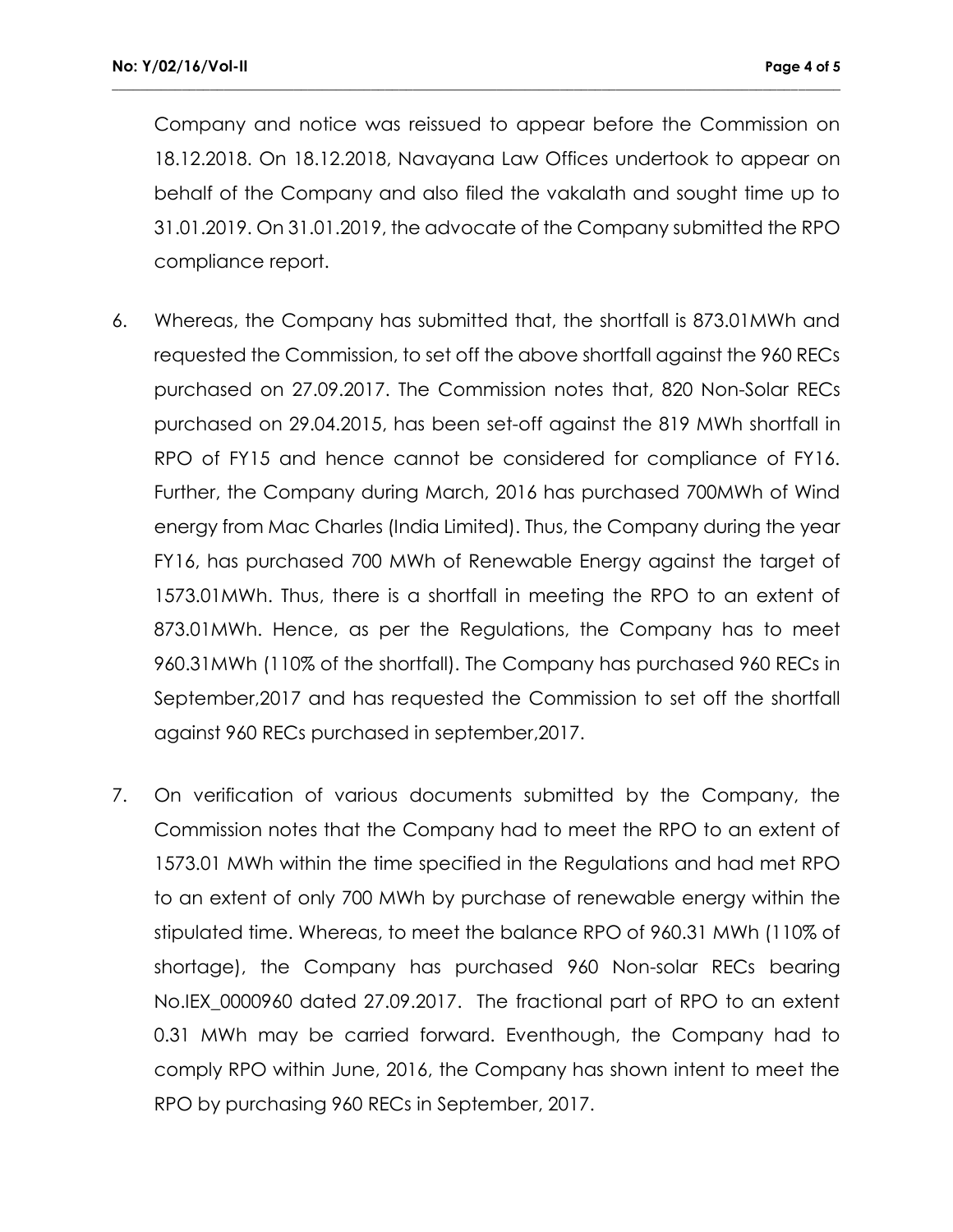Company and notice was reissued to appear before the Commission on 18.12.2018. On 18.12.2018, Navayana Law Offices undertook to appear on behalf of the Company and also filed the vakalath and sought time up to 31.01.2019. On 31.01.2019, the advocate of the Company submitted the RPO compliance report.

6. Whereas, the Company has submitted that, the shortfall is 873.01MWh and requested the Commission, to set off the above shortfall against the 960 RECs purchased on 27.09.2017. The Commission notes that, 820 Non-Solar RECs purchased on 29.04.2015, has been set-off against the 819 MWh shortfall in RPO of FY15 and hence cannot be considered for compliance of FY16. Further, the Company during March, 2016 has purchased 700MWh of Wind energy from Mac Charles (India Limited). Thus, the Company during the year FY16, has purchased 700 MWh of Renewable Energy against the target of 1573.01MWh. Thus, there is a shortfall in meeting the RPO to an extent of 873.01MWh. Hence, as per the Regulations, the Company has to meet 960.31MWh (110% of the shortfall). The Company has purchased 960 RECs in September,2017 and has requested the Commission to set off the shortfall against 960 RECs purchased in september,2017.

7. On verification of various documents submitted by the Company, the Commission notes that the Company had to meet the RPO to an extent of 1573.01 MWh within the time specified in the Regulations and had met RPO to an extent of only 700 MWh by purchase of renewable energy within the stipulated time. Whereas, to meet the balance RPO of 960.31 MWh (110% of shortage), the Company has purchased 960 Non-solar RECs bearing No.IEX_0000960 dated 27.09.2017. The fractional part of RPO to an extent 0.31 MWh may be carried forward. Eventhough, the Company had to comply RPO within June, 2016, the Company has shown intent to meet the RPO by purchasing 960 RECs in September, 2017.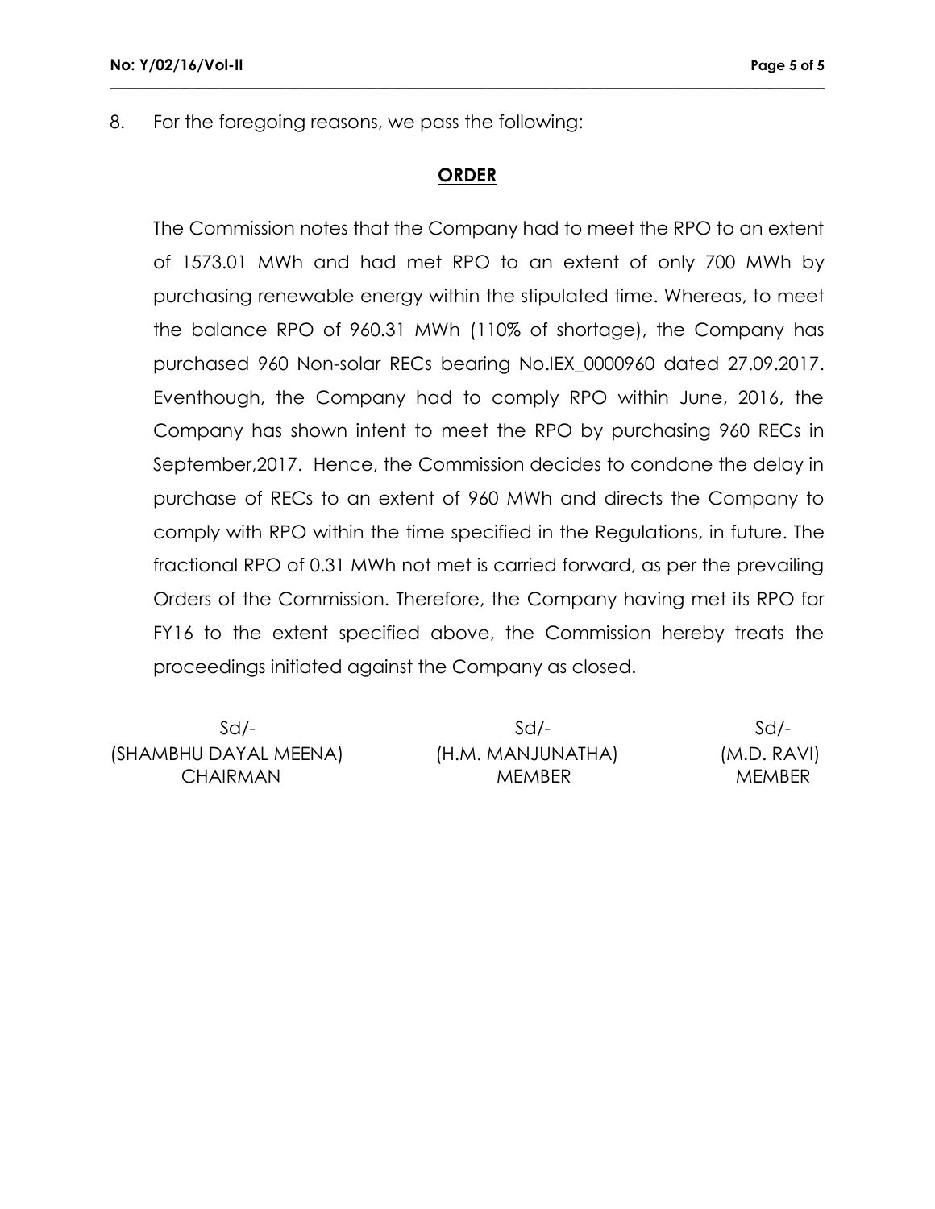8. For the foregoing reasons, we pass the following:

**ORDER**

The Commission notes that the Company had to meet the RPO to an extent of 1573.01 MWh and had met RPO to an extent of only 700 MWh by purchasing renewable energy within the stipulated time. Whereas, to meet the balance RPO of 960.31 MWh (110% of shortage), the Company has purchased 960 Non-solar RECs bearing No.IEX_0000960 dated 27.09.2017. Eventhough, the Company had to comply RPO within June, 2016, the Company has shown intent to meet the RPO by purchasing 960 RECs in September,2017. Hence, the Commission decides to condone the delay in purchase of RECs to an extent of 960 MWh and directs the Company to comply with RPO within the time specified in the Regulations, in future. The fractional RPO of 0.31 MWh not met is carried forward, as per the prevailing Orders of the Commission. Therefore, the Company having met its RPO for FY16 to the extent specified above, the Commission hereby treats the proceedings initiated against the Company as closed.

| | | |
|---|---|---|
| Sd/- | Sd/- | Sd/- |
| (SHAMBHU DAYAL MEENA) | (H.M. MANJUNATHA) | (M.D. RAVI) |
| CHAIRMAN | MEMBER | MEMBER |